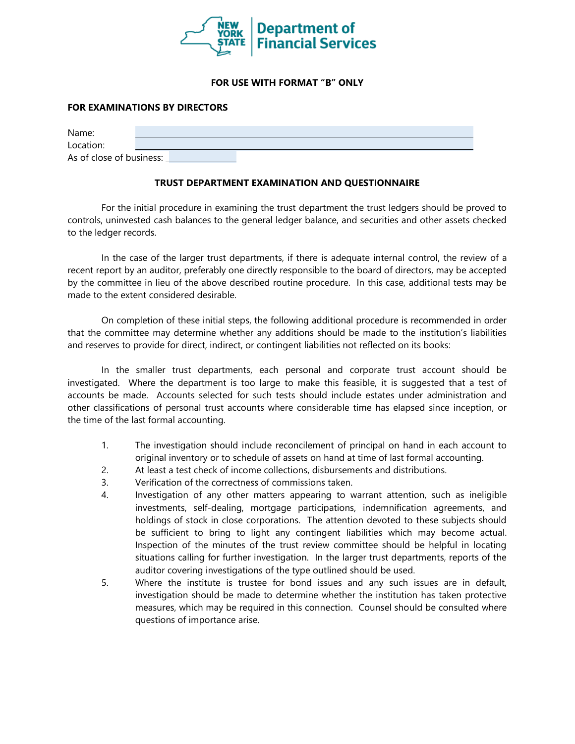New York State Department of Financial Services

**FOR USE WITH FORMAT "B" ONLY**

**FOR EXAMINATIONS BY DIRECTORS**

Name: \_\_\_\_\_\_\_\_\_\_\_\_\_\_\_\_\_\_\_\_\_\_\_\_\_\_\_\_\_\_

Location: \_\_\_\_\_\_\_\_\_\_\_\_\_\_\_\_\_\_\_\_\_\_\_\_\_\_\_\_\_\_

As of close of business: \_\_\_\_\_\_\_\_\_\_\_\_\_\_\_\_

## TRUST DEPARTMENT EXAMINATION AND QUESTIONNAIRE

For the initial procedure in examining the trust department the trust ledgers should be proved to controls, uninvested cash balances to the general ledger balance, and securities and other assets checked to the ledger records.

In the case of the larger trust departments, if there is adequate internal control, the review of a recent report by an auditor, preferably one directly responsible to the board of directors, may be accepted by the committee in lieu of the above described routine procedure. In this case, additional tests may be made to the extent considered desirable.

On completion of these initial steps, the following additional procedure is recommended in order that the committee may determine whether any additions should be made to the institution's liabilities and reserves to provide for direct, indirect, or contingent liabilities not reflected on its books:

In the smaller trust departments, each personal and corporate trust account should be investigated. Where the department is too large to make this feasible, it is suggested that a test of accounts be made. Accounts selected for such tests should include estates under administration and other classifications of personal trust accounts where considerable time has elapsed since inception, or the time of the last formal accounting.

1. The investigation should include reconcilement of principal on hand in each account to original inventory or to schedule of assets on hand at time of last formal accounting.
2. At least a test check of income collections, disbursements and distributions.
3. Verification of the correctness of commissions taken.
4. Investigation of any other matters appearing to warrant attention, such as ineligible investments, self-dealing, mortgage participations, indemnification agreements, and holdings of stock in close corporations. The attention devoted to these subjects should be sufficient to bring to light any contingent liabilities which may become actual. Inspection of the minutes of the trust review committee should be helpful in locating situations calling for further investigation. In the larger trust departments, reports of the auditor covering investigations of the type outlined should be used.
5. Where the institute is trustee for bond issues and any such issues are in default, investigation should be made to determine whether the institution has taken protective measures, which may be required in this connection. Counsel should be consulted where questions of importance arise.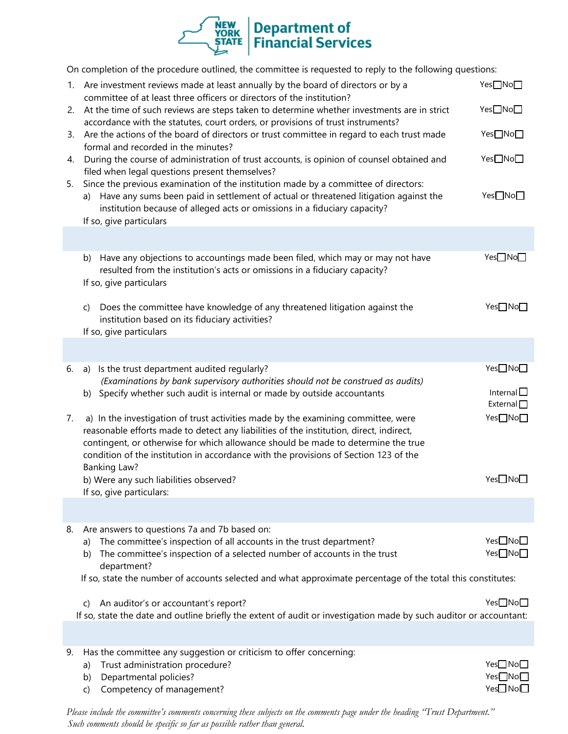On completion of the procedure outlined, the committee is requested to reply to the following questions:

1. Are investment reviews made at least annually by the board of directors or by a committee of at least three officers or directors of the institution? Yes☐ No☐
2. At the time of such reviews are steps taken to determine whether investments are in strict accordance with the statutes, court orders, or provisions of trust instruments? Yes☐ No☐
3. Are the actions of the board of directors or trust committee in regard to each trust made formal and recorded in the minutes? Yes☐ No☐
4. During the course of administration of trust accounts, is opinion of counsel obtained and filed when legal questions present themselves? Yes☐ No☐
5. Since the previous examination of the institution made by a committee of directors:
   a) Have any sums been paid in settlement of actual or threatened litigation against the institution because of alleged acts or omissions in a fiduciary capacity? Yes☐ No☐

   If so, give particulars

   b) Have any objections to accountings made been filed, which may or may not have resulted from the institution's acts or omissions in a fiduciary capacity? Yes☐ No☐

   If so, give particulars

   c) Does the committee have knowledge of any threatened litigation against the institution based on its fiduciary activities? Yes☐ No☐

   If so, give particulars

6. a) Is the trust department audited regularly? Yes☐ No☐
   *(Examinations by bank supervisory authorities should not be construed as audits)*

   b) Specify whether such audit is internal or made by outside accountants Internal☐ External☐
7. a) In the investigation of trust activities made by the examining committee, were reasonable efforts made to detect any liabilities of the institution, direct, indirect, contingent, or otherwise for which allowance should be made to determine the true condition of the institution in accordance with the provisions of Section 123 of the Banking Law? Yes☐ No☐

   b) Were any such liabilities observed? Yes☐ No☐

   If so, give particulars:

8. Are answers to questions 7a and 7b based on:
   a) The committee's inspection of all accounts in the trust department? Yes☐ No☐
   b) The committee's inspection of a selected number of accounts in the trust department? Yes☐ No☐

   If so, state the number of accounts selected and what approximate percentage of the total this constitutes:

   c) An auditor's or accountant's report? Yes☐ No☐

   If so, state the date and outline briefly the extent of audit or investigation made by such auditor or accountant:

9. Has the committee any suggestion or criticism to offer concerning:
   a) Trust administration procedure? Yes☐ No☐
   b) Departmental policies? Yes☐ No☐
   c) Competency of management? Yes☐ No☐

*Please include the committee's comments concerning these subjects on the comments page under the heading "Trust Department." Such comments should be specific so far as possible rather than general.*